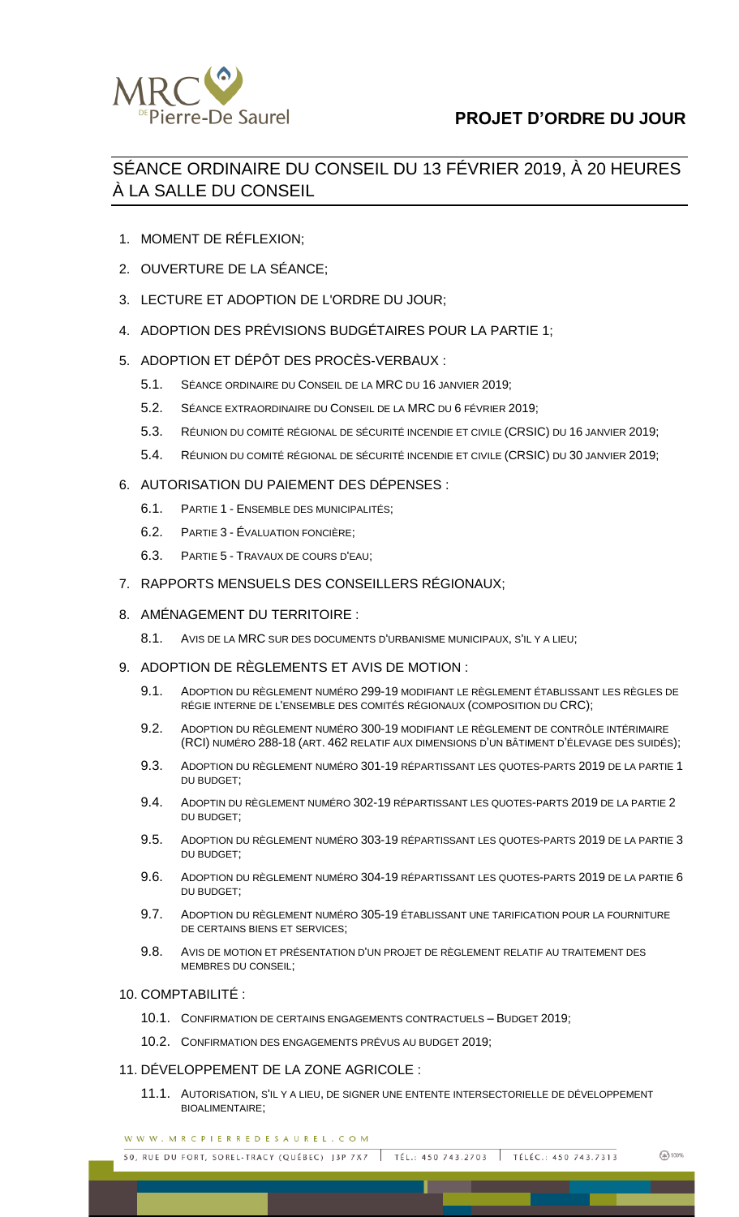# PROJET D'ORDRE DU JOUR

## SÉANCE ORDINAIRE DU CONSEIL DU 13 FÉVRIER 2019, À 20 HEURES À LA SALLE DU CONSEIL

1. MOMENT DE RÉFLEXION;
2. OUVERTURE DE LA SÉANCE;
3. LECTURE ET ADOPTION DE L'ORDRE DU JOUR;
4. ADOPTION DES PRÉVISIONS BUDGÉTAIRES POUR LA PARTIE 1;
5. ADOPTION ET DÉPÔT DES PROCÈS-VERBAUX :
   - 5.1. SÉANCE ORDINAIRE DU CONSEIL DE LA MRC DU 16 JANVIER 2019;
   - 5.2. SÉANCE EXTRAORDINAIRE DU CONSEIL DE LA MRC DU 6 FÉVRIER 2019;
   - 5.3. RÉUNION DU COMITÉ RÉGIONAL DE SÉCURITÉ INCENDIE ET CIVILE (CRSIC) DU 16 JANVIER 2019;
   - 5.4. RÉUNION DU COMITÉ RÉGIONAL DE SÉCURITÉ INCENDIE ET CIVILE (CRSIC) DU 30 JANVIER 2019;
6. AUTORISATION DU PAIEMENT DES DÉPENSES :
   - 6.1. PARTIE 1 - ENSEMBLE DES MUNICIPALITÉS;
   - 6.2. PARTIE 3 - ÉVALUATION FONCIÈRE;
   - 6.3. PARTIE 5 - TRAVAUX DE COURS D'EAU;
7. RAPPORTS MENSUELS DES CONSEILLERS RÉGIONAUX;
8. AMÉNAGEMENT DU TERRITOIRE :
   - 8.1. AVIS DE LA MRC SUR DES DOCUMENTS D'URBANISME MUNICIPAUX, S'IL Y A LIEU;
9. ADOPTION DE RÈGLEMENTS ET AVIS DE MOTION :
   - 9.1. ADOPTION DU RÈGLEMENT NUMÉRO 299-19 MODIFIANT LE RÈGLEMENT ÉTABLISSANT LES RÈGLES DE RÉGIE INTERNE DE L'ENSEMBLE DES COMITÉS RÉGIONAUX (COMPOSITION DU CRC);
   - 9.2. ADOPTION DU RÈGLEMENT NUMÉRO 300-19 MODIFIANT LE RÈGLEMENT DE CONTRÔLE INTÉRIMAIRE (RCI) NUMÉRO 288-18 (ART. 462 RELATIF AUX DIMENSIONS D'UN BÂTIMENT D'ÉLEVAGE DES SUIDÉS);
   - 9.3. ADOPTION DU RÈGLEMENT NUMÉRO 301-19 RÉPARTISSANT LES QUOTES-PARTS 2019 DE LA PARTIE 1 DU BUDGET;
   - 9.4. ADOPTIN DU RÈGLEMENT NUMÉRO 302-19 RÉPARTISSANT LES QUOTES-PARTS 2019 DE LA PARTIE 2 DU BUDGET;
   - 9.5. ADOPTION DU RÈGLEMENT NUMÉRO 303-19 RÉPARTISSANT LES QUOTES-PARTS 2019 DE LA PARTIE 3 DU BUDGET;
   - 9.6. ADOPTION DU RÈGLEMENT NUMÉRO 304-19 RÉPARTISSANT LES QUOTES-PARTS 2019 DE LA PARTIE 6 DU BUDGET;
   - 9.7. ADOPTION DU RÈGLEMENT NUMÉRO 305-19 ÉTABLISSANT UNE TARIFICATION POUR LA FOURNITURE DE CERTAINS BIENS ET SERVICES;
   - 9.8. AVIS DE MOTION ET PRÉSENTATION D'UN PROJET DE RÈGLEMENT RELATIF AU TRAITEMENT DES MEMBRES DU CONSEIL;
10. COMPTABILITÉ :
    - 10.1. CONFIRMATION DE CERTAINS ENGAGEMENTS CONTRACTUELS – BUDGET 2019;
    - 10.2. CONFIRMATION DES ENGAGEMENTS PRÉVUS AU BUDGET 2019;
11. DÉVELOPPEMENT DE LA ZONE AGRICOLE :
    - 11.1. AUTORISATION, S'IL Y A LIEU, DE SIGNER UNE ENTENTE INTERSECTORIELLE DE DÉVELOPPEMENT BIOALIMENTAIRE;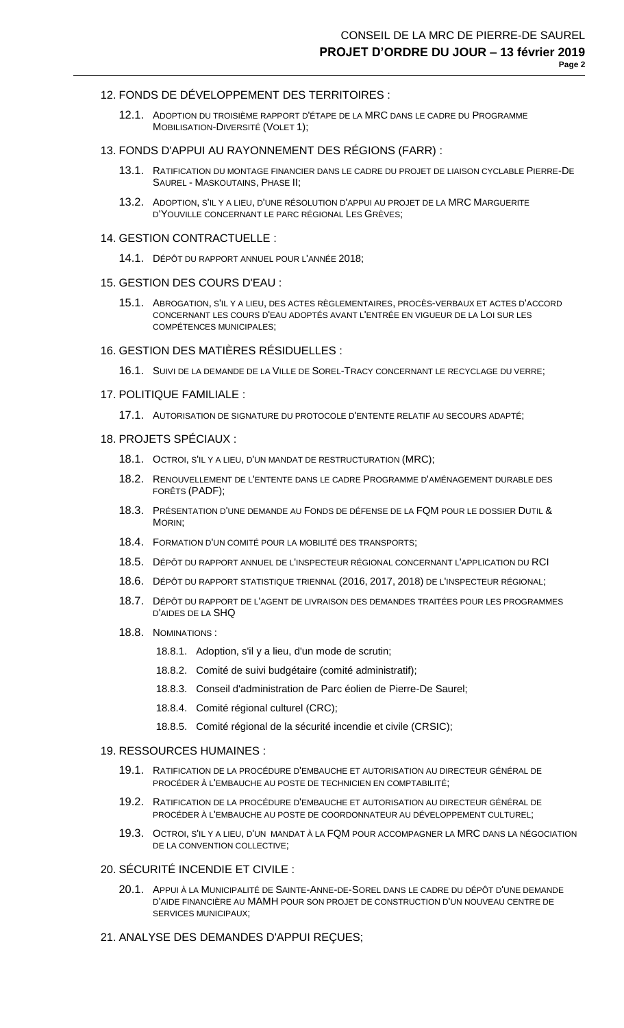12. FONDS DE DÉVELOPPEMENT DES TERRITOIRES :

    12.1. ADOPTION DU TROISIÈME RAPPORT D'ÉTAPE DE LA MRC DANS LE CADRE DU PROGRAMME MOBILISATION-DIVERSITÉ (VOLET 1);

13. FONDS D'APPUI AU RAYONNEMENT DES RÉGIONS (FARR) :

    13.1. RATIFICATION DU MONTAGE FINANCIER DANS LE CADRE DU PROJET DE LIAISON CYCLABLE PIERRE-DE SAUREL - MASKOUTAINS, PHASE II;

    13.2. ADOPTION, S'IL Y A LIEU, D'UNE RÉSOLUTION D'APPUI AU PROJET DE LA MRC MARGUERITE D'YOUVILLE CONCERNANT LE PARC RÉGIONAL LES GRÈVES;

14. GESTION CONTRACTUELLE :

    14.1. DÉPÔT DU RAPPORT ANNUEL POUR L'ANNÉE 2018;

15. GESTION DES COURS D'EAU :

    15.1. ABROGATION, S'IL Y A LIEU, DES ACTES RÈGLEMENTAIRES, PROCÈS-VERBAUX ET ACTES D'ACCORD CONCERNANT LES COURS D'EAU ADOPTÉS AVANT L'ENTRÉE EN VIGUEUR DE LA LOI SUR LES COMPÉTENCES MUNICIPALES;

16. GESTION DES MATIÈRES RÉSIDUELLES :

    16.1. SUIVI DE LA DEMANDE DE LA VILLE DE SOREL-TRACY CONCERNANT LE RECYCLAGE DU VERRE;

17. POLITIQUE FAMILIALE :

    17.1. AUTORISATION DE SIGNATURE DU PROTOCOLE D'ENTENTE RELATIF AU SECOURS ADAPTÉ;

18. PROJETS SPÉCIAUX :

    18.1. OCTROI, S'IL Y A LIEU, D'UN MANDAT DE RESTRUCTURATION (MRC);

    18.2. RENOUVELLEMENT DE L'ENTENTE DANS LE CADRE PROGRAMME D'AMÉNAGEMENT DURABLE DES FORÊTS (PADF);

    18.3. PRÉSENTATION D'UNE DEMANDE AU FONDS DE DÉFENSE DE LA FQM POUR LE DOSSIER DUTIL & MORIN;

    18.4. FORMATION D'UN COMITÉ POUR LA MOBILITÉ DES TRANSPORTS;

    18.5. DÉPÔT DU RAPPORT ANNUEL DE L'INSPECTEUR RÉGIONAL CONCERNANT L'APPLICATION DU RCI

    18.6. DÉPÔT DU RAPPORT STATISTIQUE TRIENNAL (2016, 2017, 2018) DE L'INSPECTEUR RÉGIONAL;

    18.7. DÉPÔT DU RAPPORT DE L'AGENT DE LIVRAISON DES DEMANDES TRAITÉES POUR LES PROGRAMMES D'AIDES DE LA SHQ

    18.8. NOMINATIONS :

        18.8.1. Adoption, s'il y a lieu, d'un mode de scrutin;

        18.8.2. Comité de suivi budgétaire (comité administratif);

        18.8.3. Conseil d'administration de Parc éolien de Pierre-De Saurel;

        18.8.4. Comité régional culturel (CRC);

        18.8.5. Comité régional de la sécurité incendie et civile (CRSIC);

19. RESSOURCES HUMAINES :

    19.1. RATIFICATION DE LA PROCÉDURE D'EMBAUCHE ET AUTORISATION AU DIRECTEUR GÉNÉRAL DE PROCÉDER À L'EMBAUCHE AU POSTE DE TECHNICIEN EN COMPTABILITÉ;

    19.2. RATIFICATION DE LA PROCÉDURE D'EMBAUCHE ET AUTORISATION AU DIRECTEUR GÉNÉRAL DE PROCÉDER À L'EMBAUCHE AU POSTE DE COORDONNATEUR AU DÉVELOPPEMENT CULTUREL;

    19.3. OCTROI, S'IL Y A LIEU, D'UN MANDAT À LA FQM POUR ACCOMPAGNER LA MRC DANS LA NÉGOCIATION DE LA CONVENTION COLLECTIVE;

20. SÉCURITÉ INCENDIE ET CIVILE :

    20.1. APPUI À LA MUNICIPALITÉ DE SAINTE-ANNE-DE-SOREL DANS LE CADRE DU DÉPÔT D'UNE DEMANDE D'AIDE FINANCIÈRE AU MAMH POUR SON PROJET DE CONSTRUCTION D'UN NOUVEAU CENTRE DE SERVICES MUNICIPAUX;

21. ANALYSE DES DEMANDES D'APPUI REÇUES;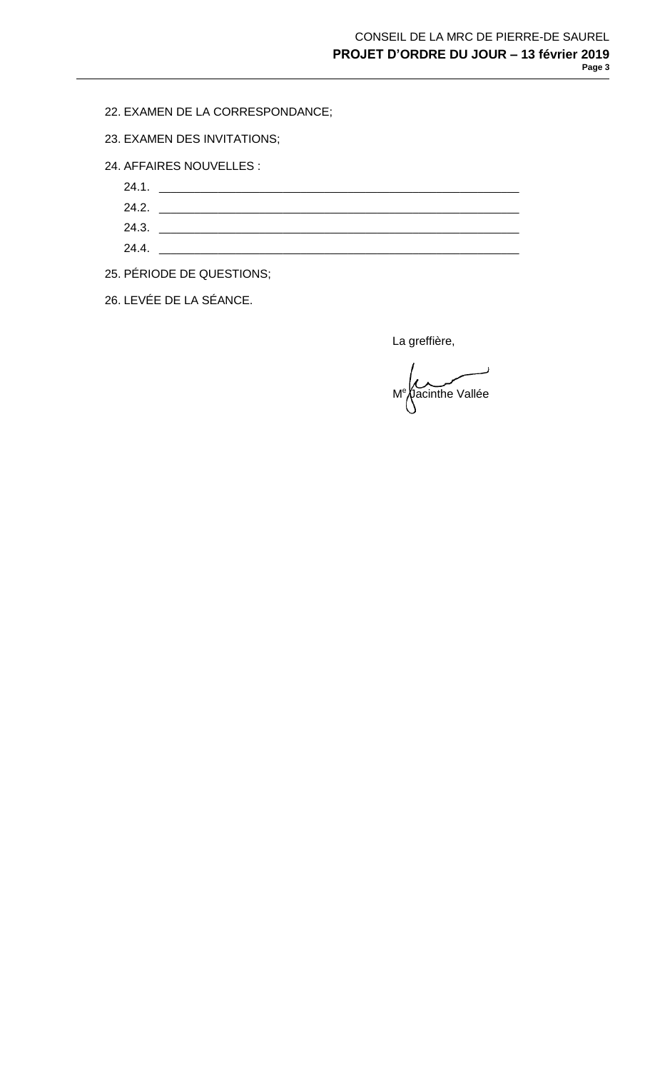22. EXAMEN DE LA CORRESPONDANCE;

23. EXAMEN DES INVITATIONS;

24. AFFAIRES NOUVELLES :

    24.1. ______________________________

    24.2. ______________________________

    24.3. ______________________________

    24.4. ______________________________

25. PÉRIODE DE QUESTIONS;

26. LEVÉE DE LA SÉANCE.

La greffière,

Me Jacinthe Vallée